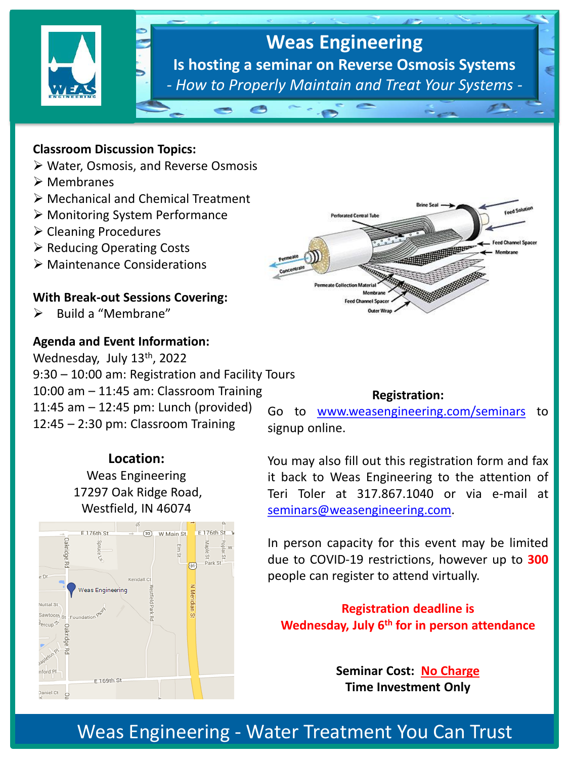# Weas Engineering

## Is hosting a seminar on Reverse Osmosis Systems

*- How to Properly Maintain and Treat Your Systems -*

**Classroom Discussion Topics:**

- Water, Osmosis, and Reverse Osmosis
- Membranes
- Mechanical and Chemical Treatment
- Monitoring System Performance
- Cleaning Procedures
- Reducing Operating Costs
- Maintenance Considerations

**With Break-out Sessions Covering:**

- Build a "Membrane"

**Agenda and Event Information:**

Wednesday, July 13th, 2022
9:30 – 10:00 am: Registration and Facility Tours
10:00 am – 11:45 am: Classroom Training
11:45 am – 12:45 pm: Lunch (provided)
12:45 – 2:30 pm: Classroom Training

**Location:**

Weas Engineering
17297 Oak Ridge Road,
Westfield, IN 46074

**Registration:**

Go to www.weasengineering.com/seminars to signup online.

You may also fill out this registration form and fax it back to Weas Engineering to the attention of Teri Toler at 317.867.1040 or via e-mail at seminars@weasengineering.com.

In person capacity for this event may be limited due to COVID-19 restrictions, however up to **300** people can register to attend virtually.

**Registration deadline is Wednesday, July 6th for in person attendance**

**Seminar Cost: No Charge**
**Time Investment Only**

Weas Engineering - Water Treatment You Can Trust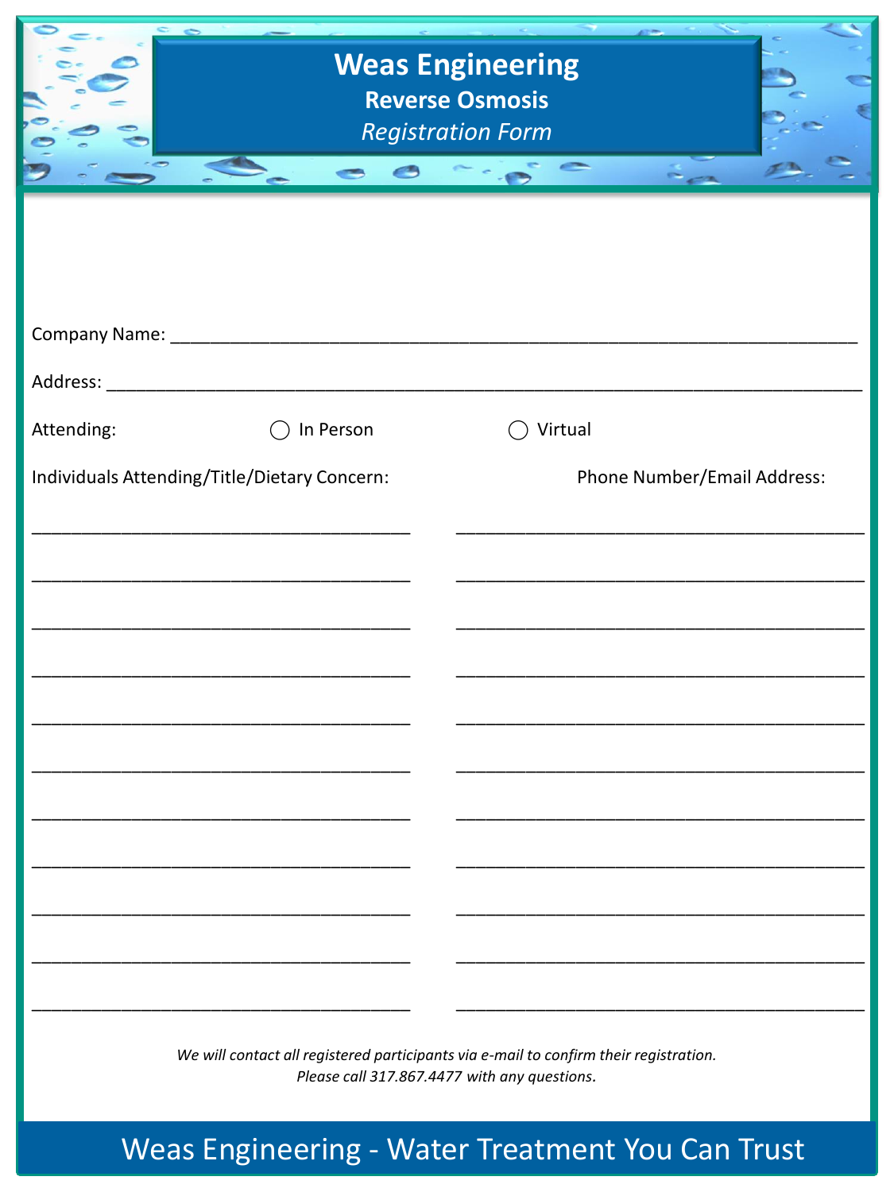# Weas Engineering

## Reverse Osmosis

*Registration Form*

Company Name: ___________________________________________________________________

Address: _________________________________________________________________________

Attending: ◯ In Person ◯ Virtual

| Individuals Attending/Title/Dietary Concern: | Phone Number/Email Address: |
|---|---|
| _________________________________ | ____________________________________ |
| _________________________________ | ____________________________________ |
| _________________________________ | ____________________________________ |
| _________________________________ | ____________________________________ |
| _________________________________ | ____________________________________ |
| _________________________________ | ____________________________________ |
| _________________________________ | ____________________________________ |
| _________________________________ | ____________________________________ |
| _________________________________ | ____________________________________ |
| _________________________________ | ____________________________________ |
| _________________________________ | ____________________________________ |

*We will contact all registered participants via e-mail to confirm their registration.*
*Please call 317.867.4477 with any questions.*

Weas Engineering - Water Treatment You Can Trust